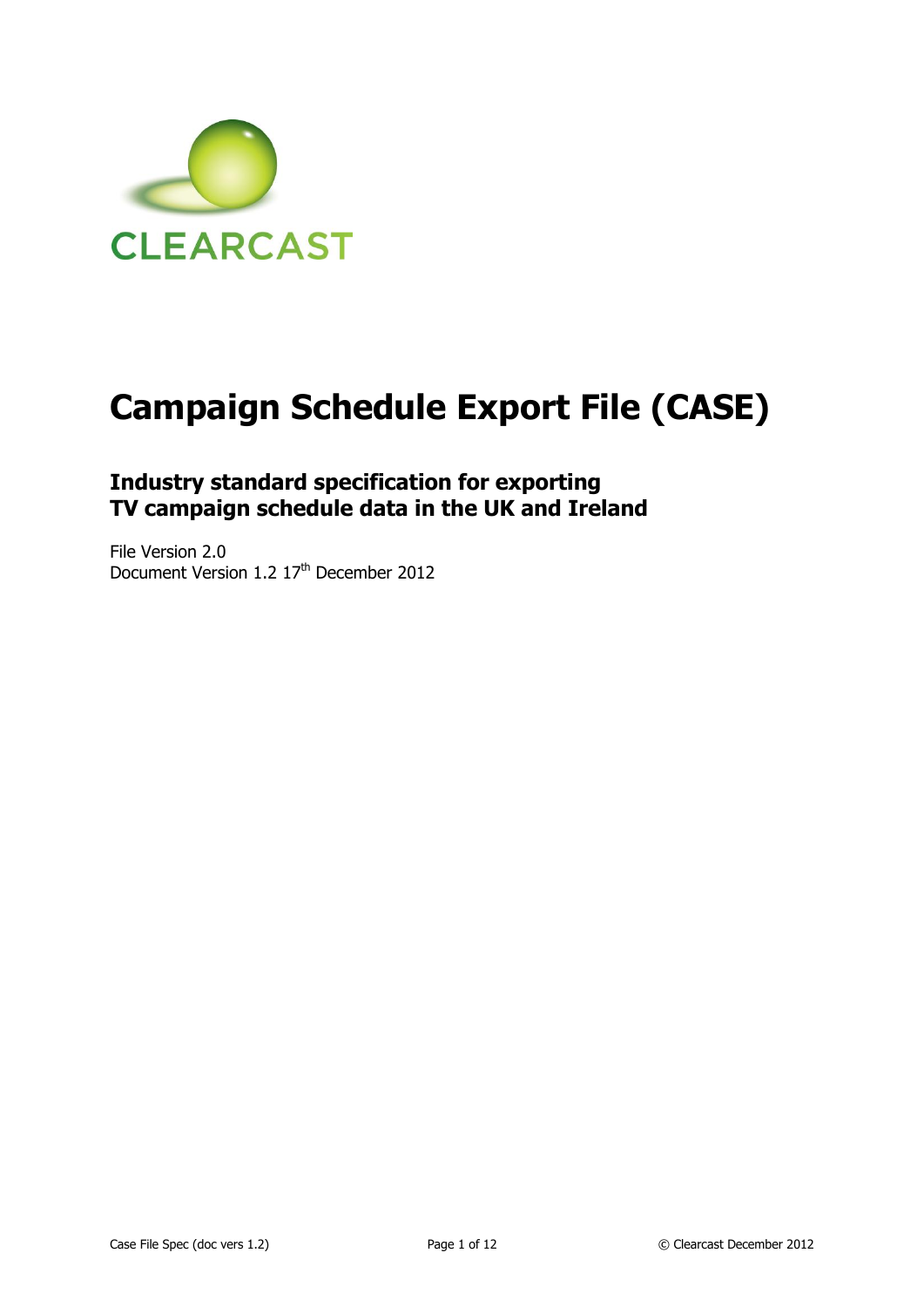CLEARCAST

# Campaign Schedule Export File (CASE)

## Industry standard specification for exporting TV campaign schedule data in the UK and Ireland

File Version 2.0
Document Version 1.2 17th December 2012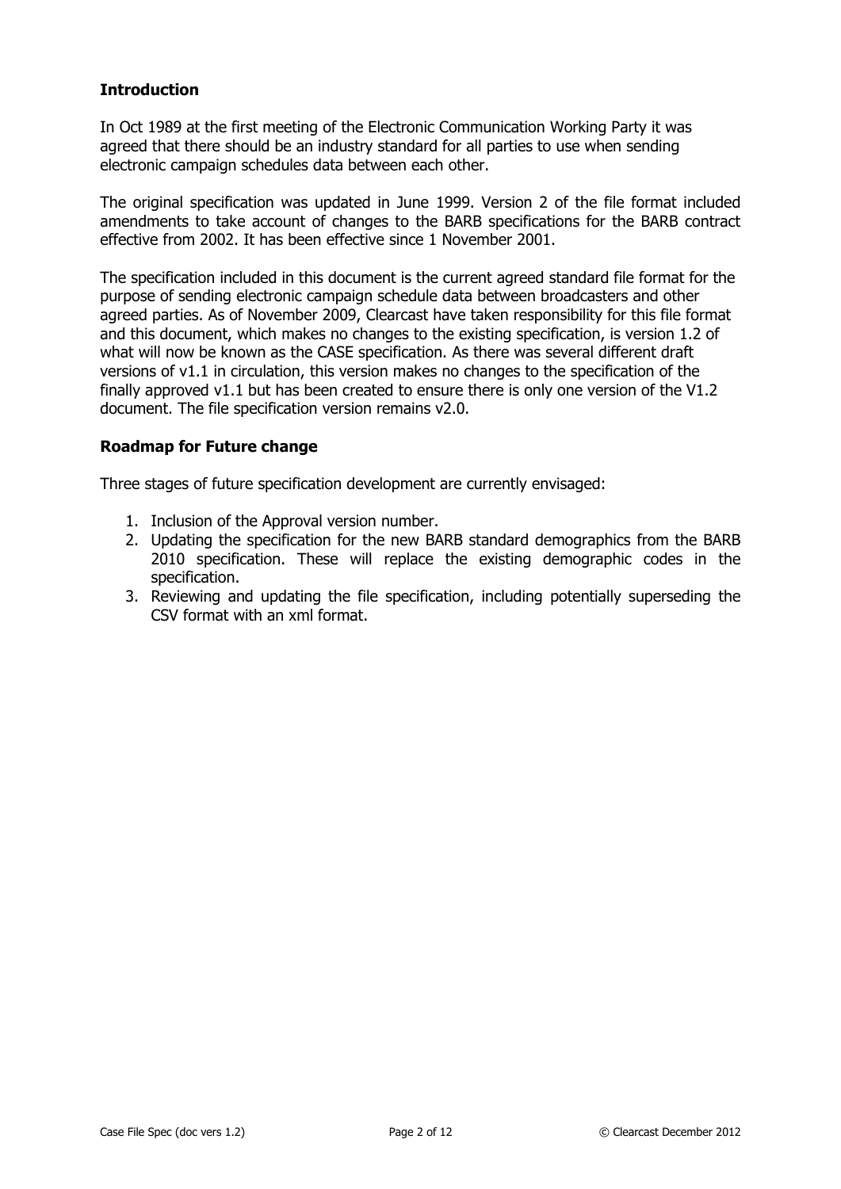## Introduction

In Oct 1989 at the first meeting of the Electronic Communication Working Party it was agreed that there should be an industry standard for all parties to use when sending electronic campaign schedules data between each other.

The original specification was updated in June 1999. Version 2 of the file format included amendments to take account of changes to the BARB specifications for the BARB contract effective from 2002. It has been effective since 1 November 2001.

The specification included in this document is the current agreed standard file format for the purpose of sending electronic campaign schedule data between broadcasters and other agreed parties. As of November 2009, Clearcast have taken responsibility for this file format and this document, which makes no changes to the existing specification, is version 1.2 of what will now be known as the CASE specification. As there was several different draft versions of v1.1 in circulation, this version makes no changes to the specification of the finally approved v1.1 but has been created to ensure there is only one version of the V1.2 document. The file specification version remains v2.0.

## Roadmap for Future change

Three stages of future specification development are currently envisaged:

1. Inclusion of the Approval version number.
2. Updating the specification for the new BARB standard demographics from the BARB 2010 specification. These will replace the existing demographic codes in the specification.
3. Reviewing and updating the file specification, including potentially superseding the CSV format with an xml format.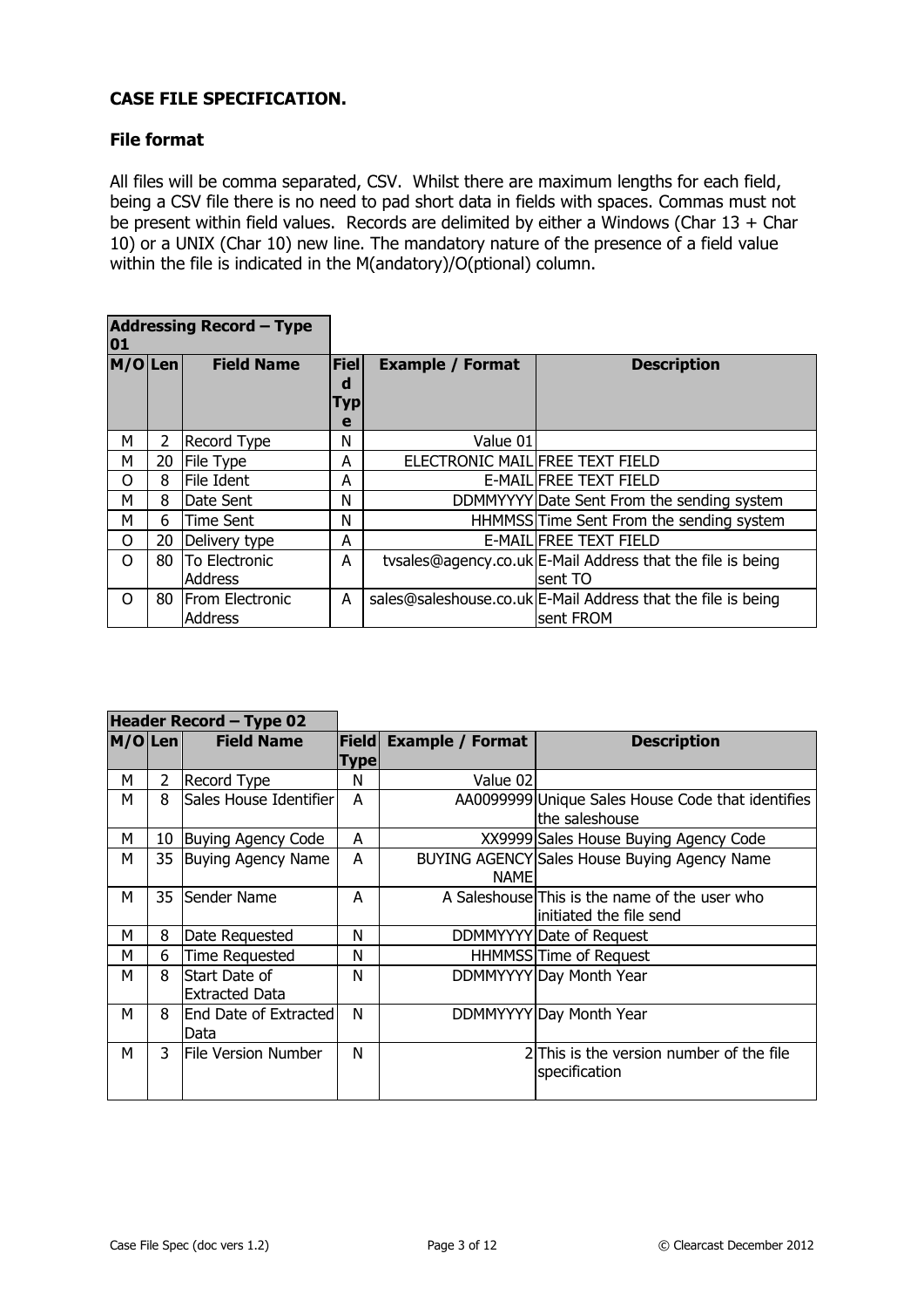## CASE FILE SPECIFICATION.

### File format

All files will be comma separated, CSV. Whilst there are maximum lengths for each field, being a CSV file there is no need to pad short data in fields with spaces. Commas must not be present within field values. Records are delimited by either a Windows (Char 13 + Char 10) or a UNIX (Char 10) new line. The mandatory nature of the presence of a field value within the file is indicated in the M(andatory)/O(ptional) column.

**Addressing Record – Type 01**

| M/O | Len | Field Name | Field Type | Example / Format | Description |
|---|---|---|---|---|---|
| M | 2 | Record Type | N | Value 01 | |
| M | 20 | File Type | A | ELECTRONIC MAIL | FREE TEXT FIELD |
| O | 8 | File Ident | A | E-MAIL | FREE TEXT FIELD |
| M | 8 | Date Sent | N | DDMMYYYY | Date Sent From the sending system |
| M | 6 | Time Sent | N | HHMMSS | Time Sent From the sending system |
| O | 20 | Delivery type | A | E-MAIL | FREE TEXT FIELD |
| O | 80 | To Electronic Address | A | tvsales@agency.co.uk | E-Mail Address that the file is being sent TO |
| O | 80 | From Electronic Address | A | sales@saleshouse.co.uk | E-Mail Address that the file is being sent FROM |

**Header Record – Type 02**

| M/O | Len | Field Name | Field Type | Example / Format | Description |
|---|---|---|---|---|---|
| M | 2 | Record Type | N | Value 02 | |
| M | 8 | Sales House Identifier | A | AA0099999 | Unique Sales House Code that identifies the saleshouse |
| M | 10 | Buying Agency Code | A | XX9999 | Sales House Buying Agency Code |
| M | 35 | Buying Agency Name | A | BUYING AGENCY NAME | Sales House Buying Agency Name |
| M | 35 | Sender Name | A | A Saleshouse | This is the name of the user who initiated the file send |
| M | 8 | Date Requested | N | DDMMYYYY | Date of Request |
| M | 6 | Time Requested | N | HHMMSS | Time of Request |
| M | 8 | Start Date of Extracted Data | N | DDMMYYYY | Day Month Year |
| M | 8 | End Date of Extracted Data | N | DDMMYYYY | Day Month Year |
| M | 3 | File Version Number | N | 2 | This is the version number of the file specification |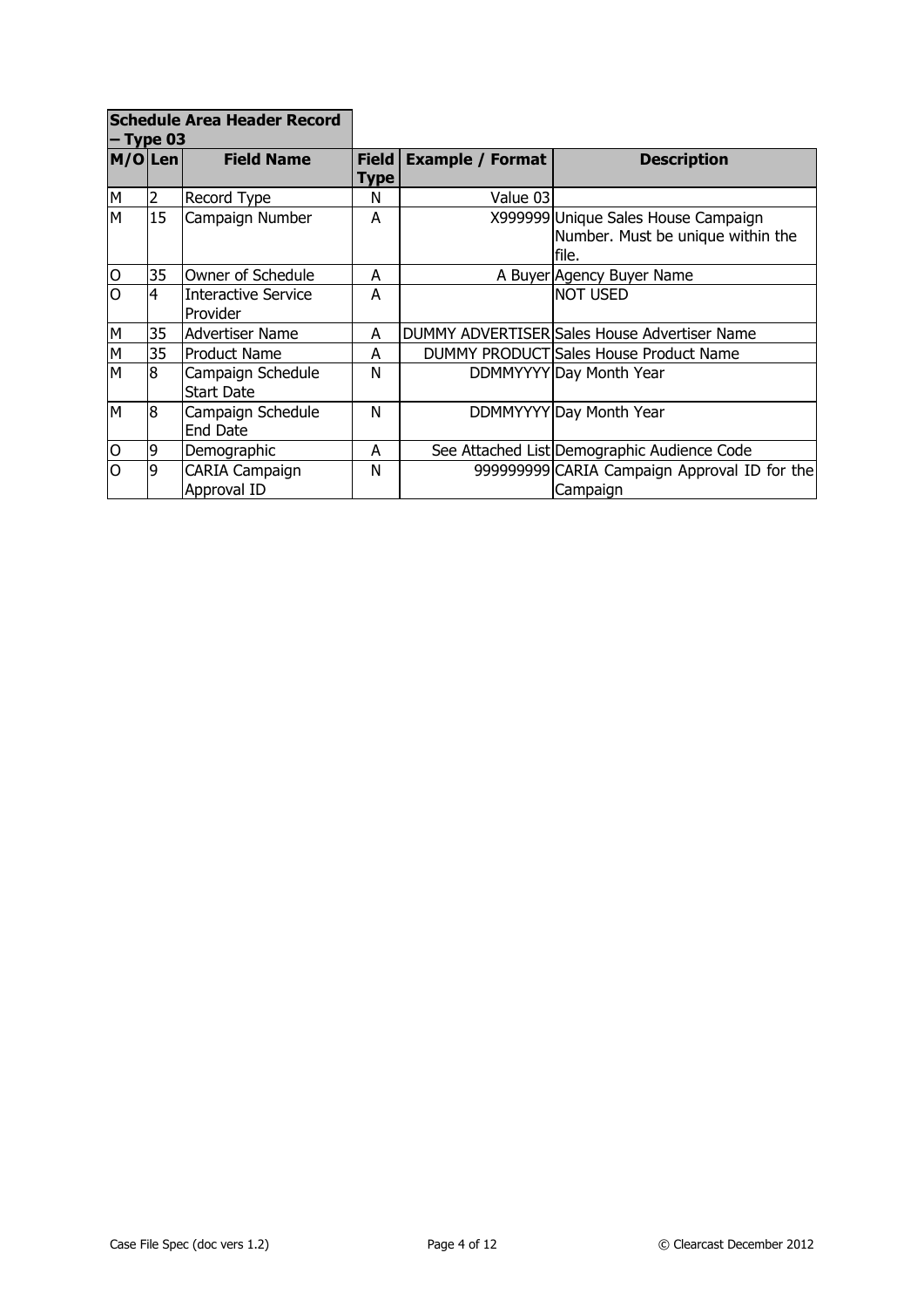**Schedule Area Header Record – Type 03**

| M/O | Len | Field Name | Field Type | Example / Format | Description |
|---|---|---|---|---|---|
| M | 2 | Record Type | N | Value 03 | |
| M | 15 | Campaign Number | A | X999999 | Unique Sales House Campaign Number. Must be unique within the file. |
| O | 35 | Owner of Schedule | A | A Buyer | Agency Buyer Name |
| O | 4 | Interactive Service Provider | A | | NOT USED |
| M | 35 | Advertiser Name | A | DUMMY ADVERTISER | Sales House Advertiser Name |
| M | 35 | Product Name | A | DUMMY PRODUCT | Sales House Product Name |
| M | 8 | Campaign Schedule Start Date | N | DDMMYYYY | Day Month Year |
| M | 8 | Campaign Schedule End Date | N | DDMMYYYY | Day Month Year |
| O | 9 | Demographic | A | See Attached List | Demographic Audience Code |
| O | 9 | CARIA Campaign Approval ID | N | 999999999 | CARIA Campaign Approval ID for the Campaign |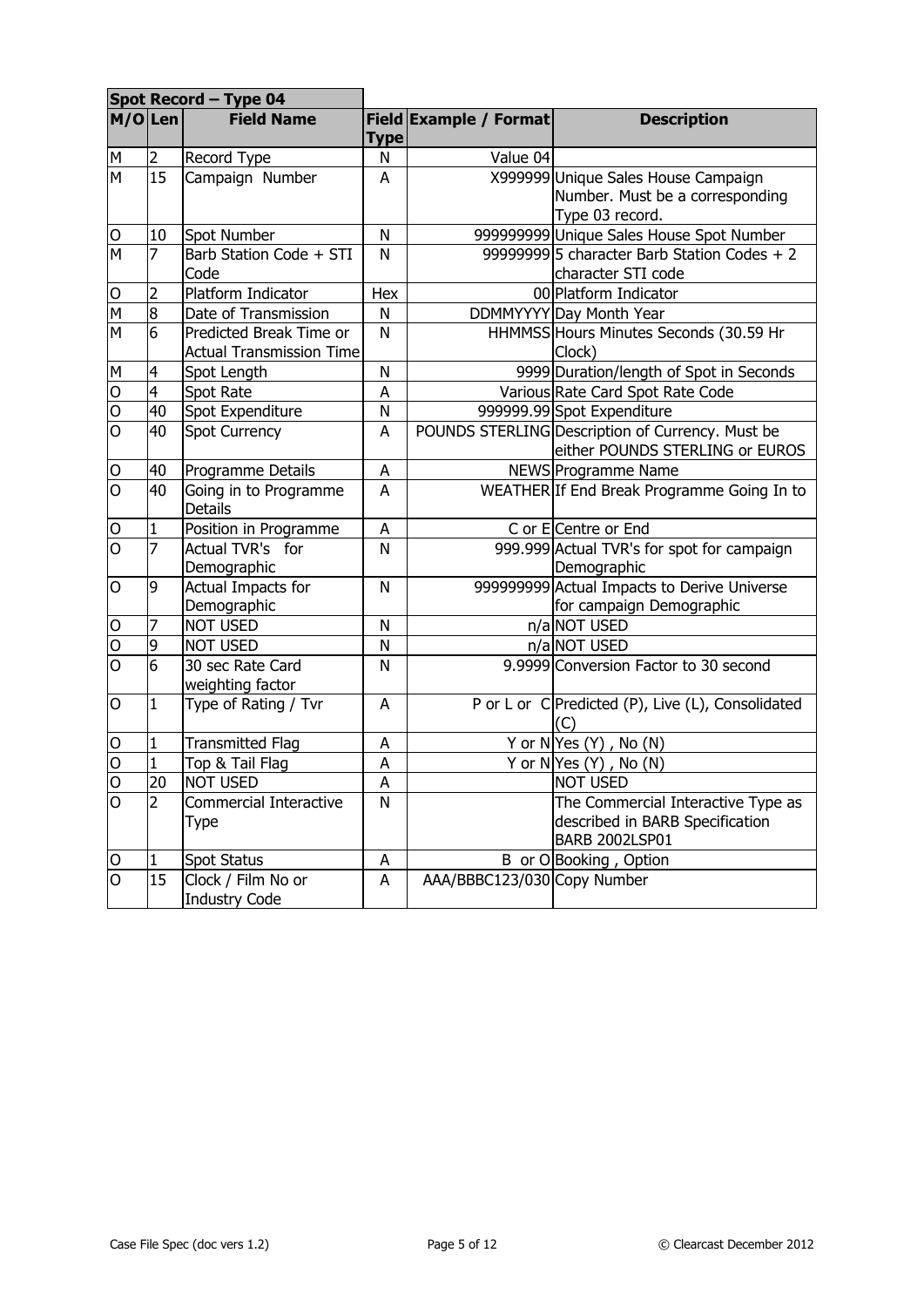| Spot Record – Type 04 | | | | | |
|---|---|---|---|---|---|
| **M/O** | **Len** | **Field Name** | **Field Type** | **Example / Format** | **Description** |
| M | 2 | Record Type | N | Value 04 | |
| M | 15 | Campaign Number | A | X999999 | Unique Sales House Campaign Number. Must be a corresponding Type 03 record. |
| O | 10 | Spot Number | N | 999999999 | Unique Sales House Spot Number |
| M | 7 | Barb Station Code + STI Code | N | 9999999 | 5 character Barb Station Codes + 2 character STI code |
| O | 2 | Platform Indicator | Hex | 00 | Platform Indicator |
| M | 8 | Date of Transmission | N | DDMMYYYY | Day Month Year |
| M | 6 | Predicted Break Time or Actual Transmission Time | N | HHMMSS | Hours Minutes Seconds (30.59 Hr Clock) |
| M | 4 | Spot Length | N | 9999 | Duration/length of Spot in Seconds |
| O | 4 | Spot Rate | A | Various | Rate Card Spot Rate Code |
| O | 40 | Spot Expenditure | N | 999999.99 | Spot Expenditure |
| O | 40 | Spot Currency | A | POUNDS STERLING | Description of Currency. Must be either POUNDS STERLING or EUROS |
| O | 40 | Programme Details | A | NEWS | Programme Name |
| O | 40 | Going in to Programme Details | A | WEATHER | If End Break Programme Going In to |
| O | 1 | Position in Programme | A | C or E | Centre or End |
| O | 7 | Actual TVR's for Demographic | N | 999.999 | Actual TVR's for spot for campaign Demographic |
| O | 9 | Actual Impacts for Demographic | N | 999999999 | Actual Impacts to Derive Universe for campaign Demographic |
| O | 7 | NOT USED | N | n/a | NOT USED |
| O | 9 | NOT USED | N | n/a | NOT USED |
| O | 6 | 30 sec Rate Card weighting factor | N | 9.9999 | Conversion Factor to 30 second |
| O | 1 | Type of Rating / Tvr | A | P or L or C | Predicted (P), Live (L), Consolidated (C) |
| O | 1 | Transmitted Flag | A | Y or N | Yes (Y) , No (N) |
| O | 1 | Top & Tail Flag | A | Y or N | Yes (Y) , No (N) |
| O | 20 | NOT USED | A | | NOT USED |
| O | 2 | Commercial Interactive Type | N | | The Commercial Interactive Type as described in BARB Specification BARB 2002LSP01 |
| O | 1 | Spot Status | A | B or O | Booking , Option |
| O | 15 | Clock / Film No or Industry Code | A | AAA/BBBC123/030 | Copy Number |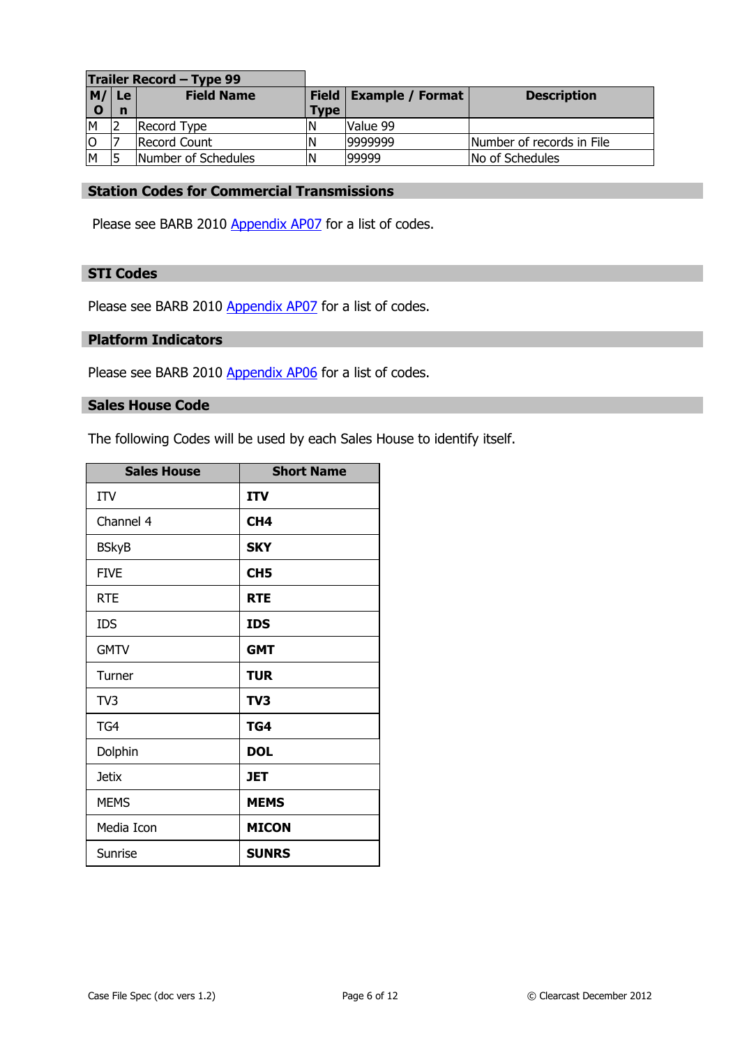| Trailer Record – Type 99 | | | | | |
|---|---|---|---|---|---|
| M/O | Len | Field Name | Field Type | Example / Format | Description |
| M | 2 | Record Type | N | Value 99 | |
| O | 7 | Record Count | N | 9999999 | Number of records in File |
| M | 5 | Number of Schedules | N | 99999 | No of Schedules |

## Station Codes for Commercial Transmissions

Please see BARB 2010 Appendix AP07 for a list of codes.

## STI Codes

Please see BARB 2010 Appendix AP07 for a list of codes.

## Platform Indicators

Please see BARB 2010 Appendix AP06 for a list of codes.

## Sales House Code

The following Codes will be used by each Sales House to identify itself.

| Sales House | Short Name |
|---|---|
| ITV | **ITV** |
| Channel 4 | **CH4** |
| BSkyB | **SKY** |
| FIVE | **CH5** |
| RTE | **RTE** |
| IDS | **IDS** |
| GMTV | **GMT** |
| Turner | **TUR** |
| TV3 | **TV3** |
| TG4 | **TG4** |
| Dolphin | **DOL** |
| Jetix | **JET** |
| MEMS | **MEMS** |
| Media Icon | **MICON** |
| Sunrise | **SUNRS** |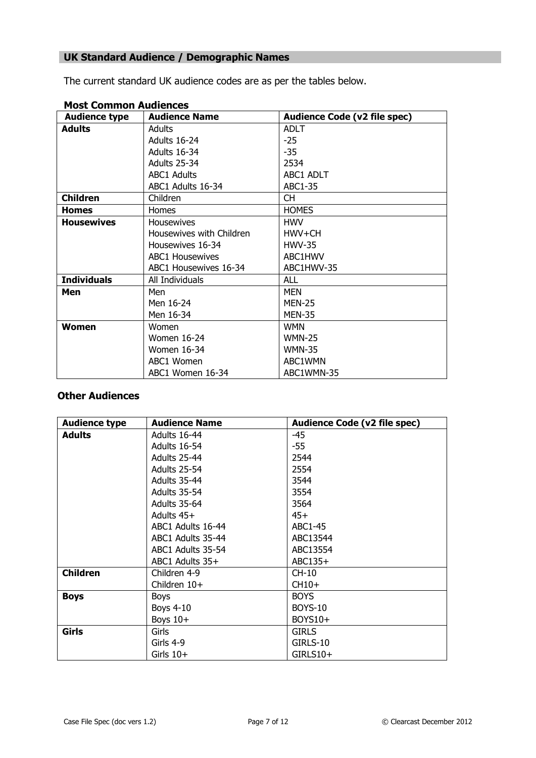## UK Standard Audience / Demographic Names

The current standard UK audience codes are as per the tables below.

### Most Common Audiences

| Audience type | Audience Name | Audience Code (v2 file spec) |
|---|---|---|
| **Adults** | Adults | ADLT |
| | Adults 16-24 | -25 |
| | Adults 16-34 | -35 |
| | Adults 25-34 | 2534 |
| | ABC1 Adults | ABC1 ADLT |
| | ABC1 Adults 16-34 | ABC1-35 |
| **Children** | Children | CH |
| **Homes** | Homes | HOMES |
| **Housewives** | Housewives | HWV |
| | Housewives with Children | HWV+CH |
| | Housewives 16-34 | HWV-35 |
| | ABC1 Housewives | ABC1HWV |
| | ABC1 Housewives 16-34 | ABC1HWV-35 |
| **Individuals** | All Individuals | ALL |
| **Men** | Men | MEN |
| | Men 16-24 | MEN-25 |
| | Men 16-34 | MEN-35 |
| **Women** | Women | WMN |
| | Women 16-24 | WMN-25 |
| | Women 16-34 | WMN-35 |
| | ABC1 Women | ABC1WMN |
| | ABC1 Women 16-34 | ABC1WMN-35 |

### Other Audiences

| Audience type | Audience Name | Audience Code (v2 file spec) |
|---|---|---|
| **Adults** | Adults 16-44 | -45 |
| | Adults 16-54 | -55 |
| | Adults 25-44 | 2544 |
| | Adults 25-54 | 2554 |
| | Adults 35-44 | 3544 |
| | Adults 35-54 | 3554 |
| | Adults 35-64 | 3564 |
| | Adults 45+ | 45+ |
| | ABC1 Adults 16-44 | ABC1-45 |
| | ABC1 Adults 35-44 | ABC13544 |
| | ABC1 Adults 35-54 | ABC13554 |
| | ABC1 Adults 35+ | ABC135+ |
| **Children** | Children 4-9 | CH-10 |
| | Children 10+ | CH10+ |
| **Boys** | Boys | BOYS |
| | Boys 4-10 | BOYS-10 |
| | Boys 10+ | BOYS10+ |
| **Girls** | Girls | GIRLS |
| | Girls 4-9 | GIRLS-10 |
| | Girls 10+ | GIRLS10+ |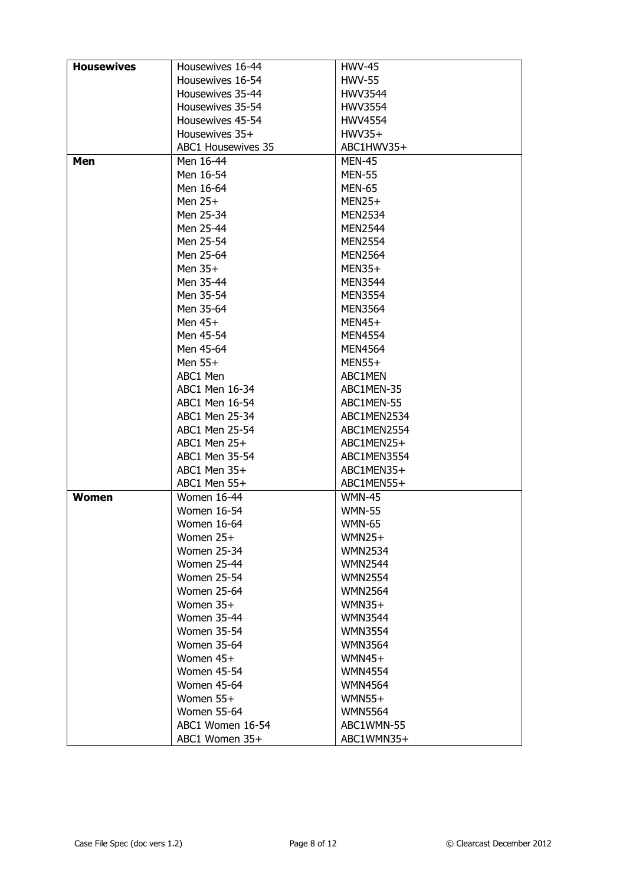| | | |
|---|---|---|
| **Housewives** | Housewives 16-44 | HWV-45 |
| | Housewives 16-54 | HWV-55 |
| | Housewives 35-44 | HWV3544 |
| | Housewives 35-54 | HWV3554 |
| | Housewives 45-54 | HWV4554 |
| | Housewives 35+ | HWV35+ |
| | ABC1 Housewives 35 | ABC1HWV35+ |
| **Men** | Men 16-44 | MEN-45 |
| | Men 16-54 | MEN-55 |
| | Men 16-64 | MEN-65 |
| | Men 25+ | MEN25+ |
| | Men 25-34 | MEN2534 |
| | Men 25-44 | MEN2544 |
| | Men 25-54 | MEN2554 |
| | Men 25-64 | MEN2564 |
| | Men 35+ | MEN35+ |
| | Men 35-44 | MEN3544 |
| | Men 35-54 | MEN3554 |
| | Men 35-64 | MEN3564 |
| | Men 45+ | MEN45+ |
| | Men 45-54 | MEN4554 |
| | Men 45-64 | MEN4564 |
| | Men 55+ | MEN55+ |
| | ABC1 Men | ABC1MEN |
| | ABC1 Men 16-34 | ABC1MEN-35 |
| | ABC1 Men 16-54 | ABC1MEN-55 |
| | ABC1 Men 25-34 | ABC1MEN2534 |
| | ABC1 Men 25-54 | ABC1MEN2554 |
| | ABC1 Men 25+ | ABC1MEN25+ |
| | ABC1 Men 35-54 | ABC1MEN3554 |
| | ABC1 Men 35+ | ABC1MEN35+ |
| | ABC1 Men 55+ | ABC1MEN55+ |
| **Women** | Women 16-44 | WMN-45 |
| | Women 16-54 | WMN-55 |
| | Women 16-64 | WMN-65 |
| | Women 25+ | WMN25+ |
| | Women 25-34 | WMN2534 |
| | Women 25-44 | WMN2544 |
| | Women 25-54 | WMN2554 |
| | Women 25-64 | WMN2564 |
| | Women 35+ | WMN35+ |
| | Women 35-44 | WMN3544 |
| | Women 35-54 | WMN3554 |
| | Women 35-64 | WMN3564 |
| | Women 45+ | WMN45+ |
| | Women 45-54 | WMN4554 |
| | Women 45-64 | WMN4564 |
| | Women 55+ | WMN55+ |
| | Women 55-64 | WMN5564 |
| | ABC1 Women 16-54 | ABC1WMN-55 |
| | ABC1 Women 35+ | ABC1WMN35+ |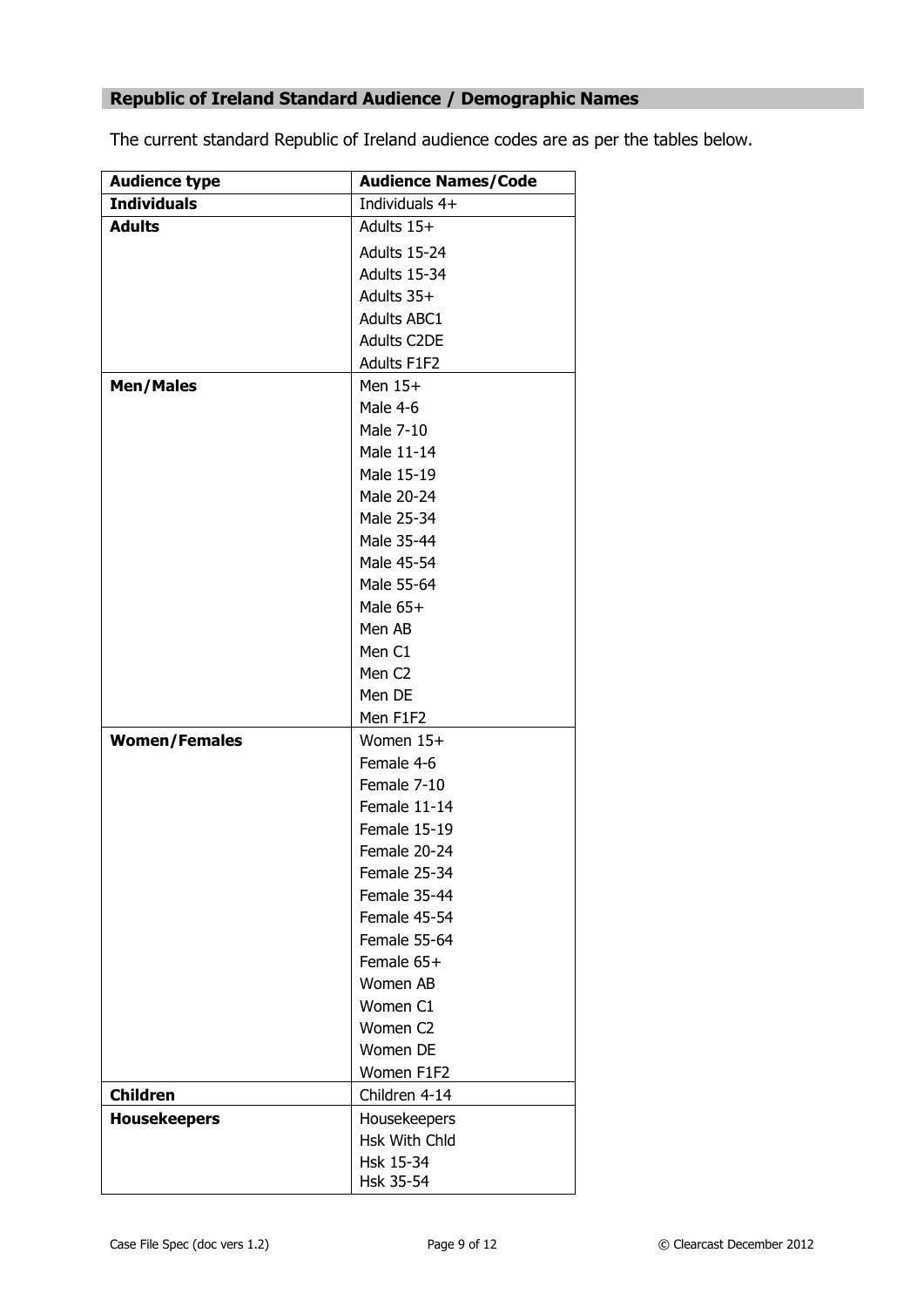## Republic of Ireland Standard Audience / Demographic Names

The current standard Republic of Ireland audience codes are as per the tables below.

| Audience type | Audience Names/Code |
|---|---|
| **Individuals** | Individuals 4+ |
| **Adults** | Adults 15+ |
| | Adults 15-24 |
| | Adults 15-34 |
| | Adults 35+ |
| | Adults ABC1 |
| | Adults C2DE |
| | Adults F1F2 |
| **Men/Males** | Men 15+ |
| | Male 4-6 |
| | Male 7-10 |
| | Male 11-14 |
| | Male 15-19 |
| | Male 20-24 |
| | Male 25-34 |
| | Male 35-44 |
| | Male 45-54 |
| | Male 55-64 |
| | Male 65+ |
| | Men AB |
| | Men C1 |
| | Men C2 |
| | Men DE |
| | Men F1F2 |
| **Women/Females** | Women 15+ |
| | Female 4-6 |
| | Female 7-10 |
| | Female 11-14 |
| | Female 15-19 |
| | Female 20-24 |
| | Female 25-34 |
| | Female 35-44 |
| | Female 45-54 |
| | Female 55-64 |
| | Female 65+ |
| | Women AB |
| | Women C1 |
| | Women C2 |
| | Women DE |
| | Women F1F2 |
| **Children** | Children 4-14 |
| **Housekeepers** | Housekeepers |
| | Hsk With Chld |
| | Hsk 15-34 |
| | Hsk 35-54 |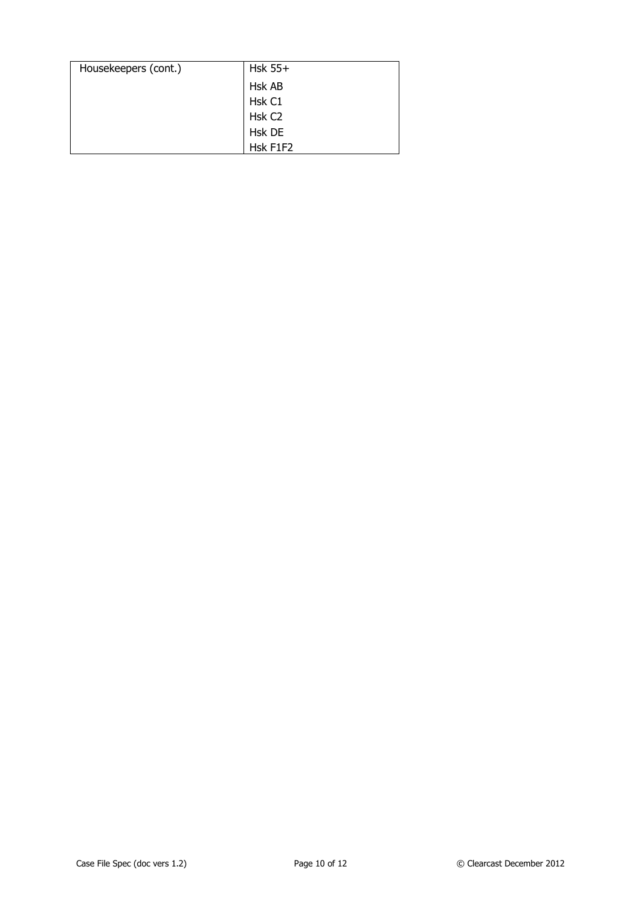| Housekeepers (cont.) | Hsk 55+ |
| --- | --- |
| | Hsk AB |
| | Hsk C1 |
| | Hsk C2 |
| | Hsk DE |
| | Hsk F1F2 |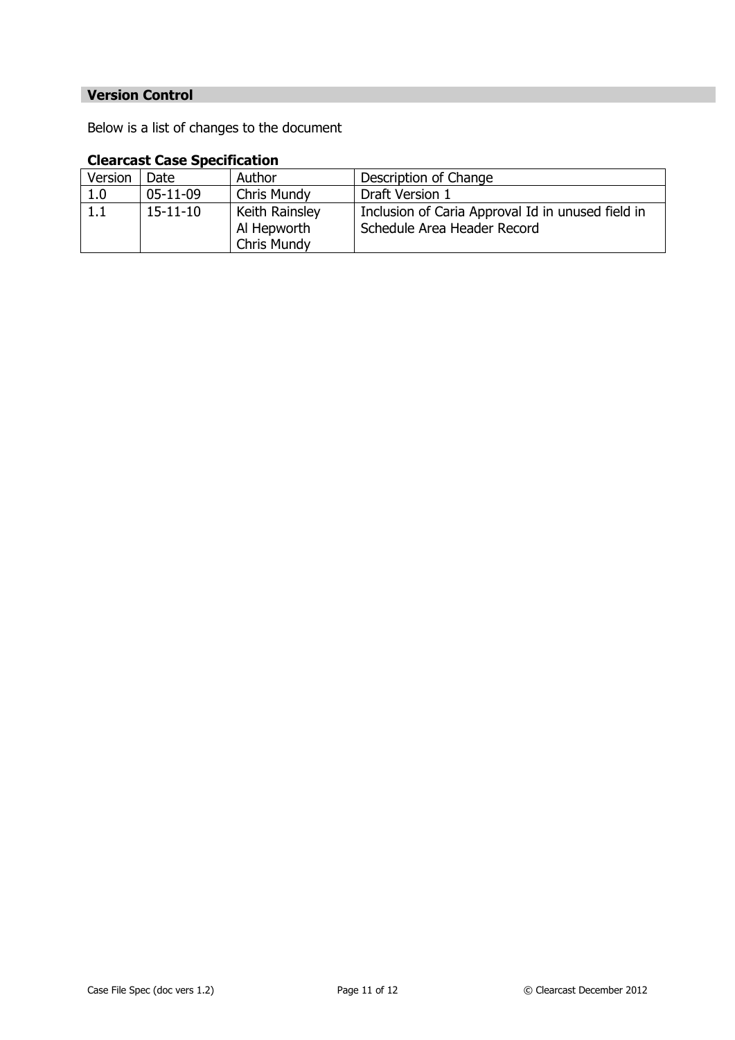## Version Control

Below is a list of changes to the document

### Clearcast Case Specification

| Version | Date | Author | Description of Change |
|---|---|---|---|
| 1.0 | 05-11-09 | Chris Mundy | Draft Version 1 |
| 1.1 | 15-11-10 | Keith Rainsley<br>Al Hepworth<br>Chris Mundy | Inclusion of Caria Approval Id in unused field in Schedule Area Header Record |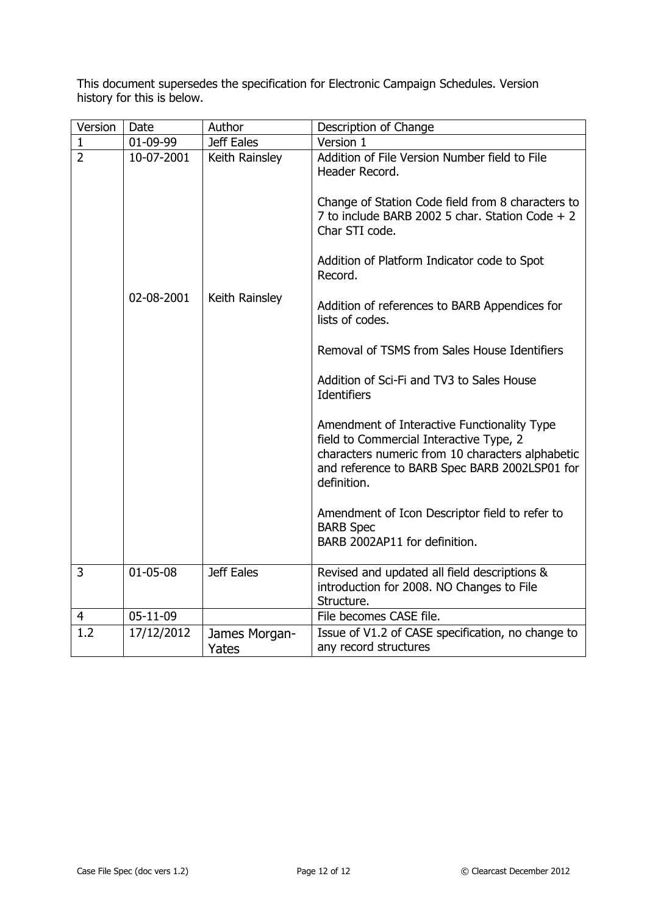This document supersedes the specification for Electronic Campaign Schedules. Version history for this is below.

| Version | Date | Author | Description of Change |
|---|---|---|---|
| 1 | 01-09-99 | Jeff Eales | Version 1 |
| 2 | 10-07-2001 | Keith Rainsley | Addition of File Version Number field to File Header Record.<br><br>Change of Station Code field from 8 characters to 7 to include BARB 2002 5 char. Station Code + 2 Char STI code.<br><br>Addition of Platform Indicator code to Spot Record. |
| | 02-08-2001 | Keith Rainsley | Addition of references to BARB Appendices for lists of codes.<br><br>Removal of TSMS from Sales House Identifiers<br><br>Addition of Sci-Fi and TV3 to Sales House Identifiers<br><br>Amendment of Interactive Functionality Type field to Commercial Interactive Type, 2 characters numeric from 10 characters alphabetic and reference to BARB Spec BARB 2002LSP01 for definition.<br><br>Amendment of Icon Descriptor field to refer to BARB Spec<br>BARB 2002AP11 for definition. |
| 3 | 01-05-08 | Jeff Eales | Revised and updated all field descriptions & introduction for 2008. NO Changes to File Structure. |
| 4 | 05-11-09 | | File becomes CASE file. |
| 1.2 | 17/12/2012 | James Morgan-Yates | Issue of V1.2 of CASE specification, no change to any record structures |